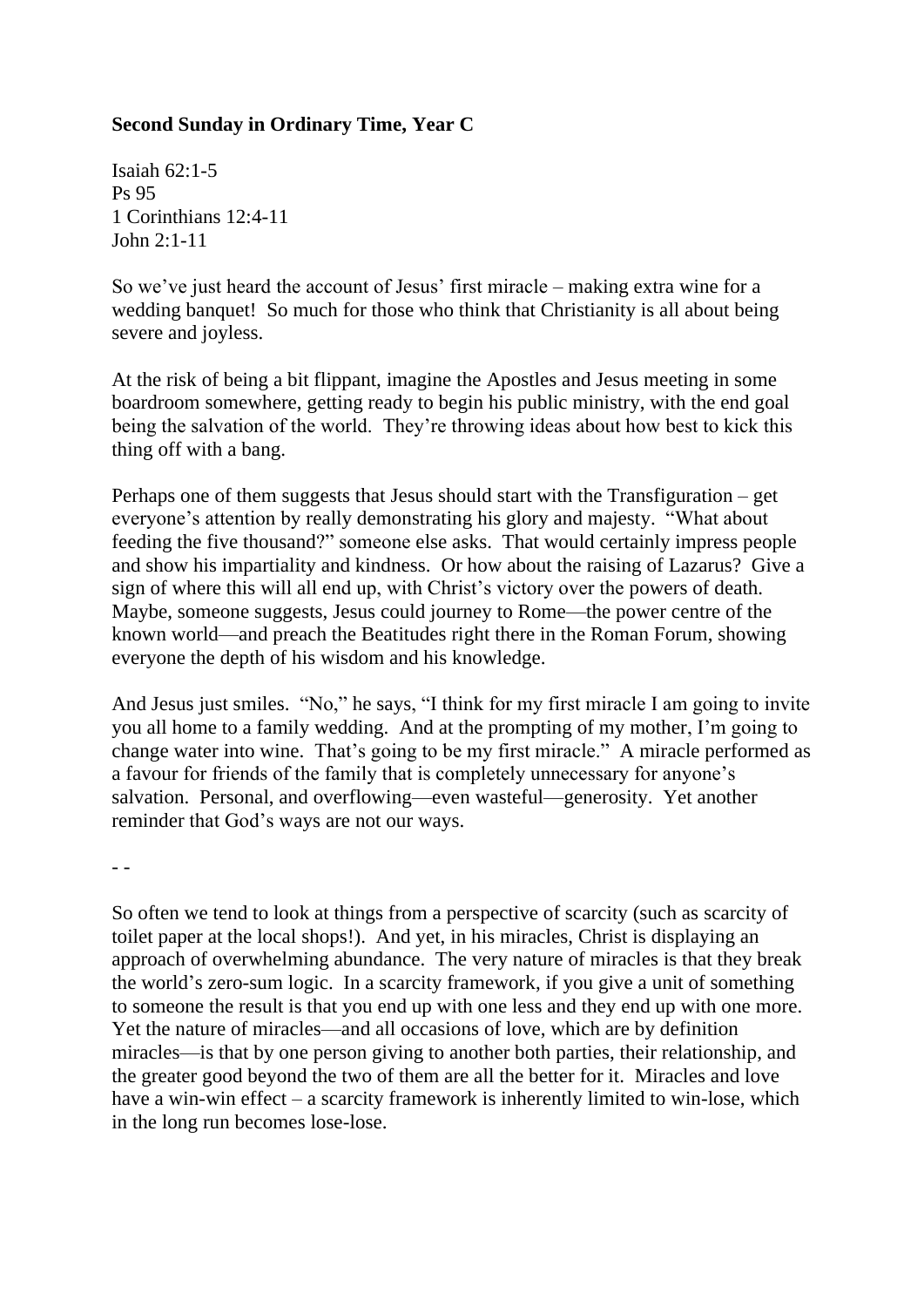**Second Sunday in Ordinary Time, Year C**

Isaiah 62:1-5
Ps 95
1 Corinthians 12:4-11
John 2:1-11

So we've just heard the account of Jesus' first miracle – making extra wine for a wedding banquet! So much for those who think that Christianity is all about being severe and joyless.

At the risk of being a bit flippant, imagine the Apostles and Jesus meeting in some boardroom somewhere, getting ready to begin his public ministry, with the end goal being the salvation of the world. They're throwing ideas about how best to kick this thing off with a bang.

Perhaps one of them suggests that Jesus should start with the Transfiguration – get everyone's attention by really demonstrating his glory and majesty. "What about feeding the five thousand?" someone else asks. That would certainly impress people and show his impartiality and kindness. Or how about the raising of Lazarus? Give a sign of where this will all end up, with Christ's victory over the powers of death. Maybe, someone suggests, Jesus could journey to Rome—the power centre of the known world—and preach the Beatitudes right there in the Roman Forum, showing everyone the depth of his wisdom and his knowledge.

And Jesus just smiles. "No," he says, "I think for my first miracle I am going to invite you all home to a family wedding. And at the prompting of my mother, I'm going to change water into wine. That's going to be my first miracle." A miracle performed as a favour for friends of the family that is completely unnecessary for anyone's salvation. Personal, and overflowing—even wasteful—generosity. Yet another reminder that God's ways are not our ways.

- -

So often we tend to look at things from a perspective of scarcity (such as scarcity of toilet paper at the local shops!). And yet, in his miracles, Christ is displaying an approach of overwhelming abundance. The very nature of miracles is that they break the world's zero-sum logic. In a scarcity framework, if you give a unit of something to someone the result is that you end up with one less and they end up with one more. Yet the nature of miracles—and all occasions of love, which are by definition miracles—is that by one person giving to another both parties, their relationship, and the greater good beyond the two of them are all the better for it. Miracles and love have a win-win effect – a scarcity framework is inherently limited to win-lose, which in the long run becomes lose-lose.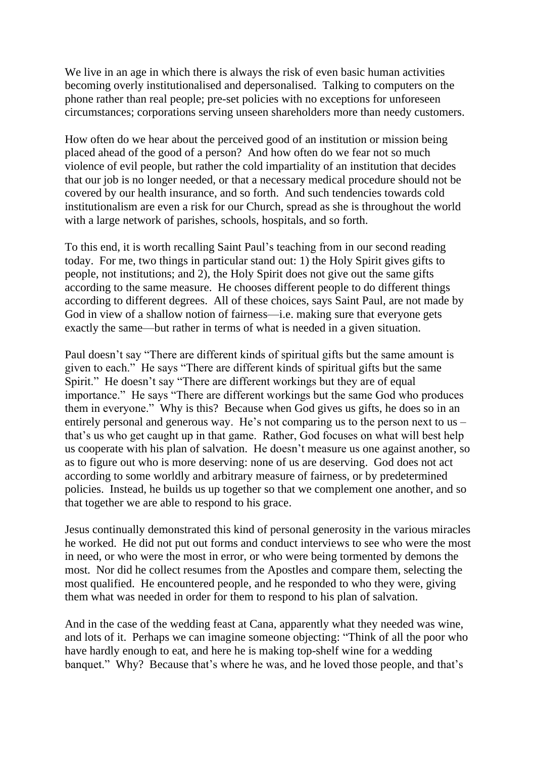We live in an age in which there is always the risk of even basic human activities becoming overly institutionalised and depersonalised. Talking to computers on the phone rather than real people; pre-set policies with no exceptions for unforeseen circumstances; corporations serving unseen shareholders more than needy customers.

How often do we hear about the perceived good of an institution or mission being placed ahead of the good of a person? And how often do we fear not so much violence of evil people, but rather the cold impartiality of an institution that decides that our job is no longer needed, or that a necessary medical procedure should not be covered by our health insurance, and so forth. And such tendencies towards cold institutionalism are even a risk for our Church, spread as she is throughout the world with a large network of parishes, schools, hospitals, and so forth.

To this end, it is worth recalling Saint Paul's teaching from in our second reading today. For me, two things in particular stand out: 1) the Holy Spirit gives gifts to people, not institutions; and 2), the Holy Spirit does not give out the same gifts according to the same measure. He chooses different people to do different things according to different degrees. All of these choices, says Saint Paul, are not made by God in view of a shallow notion of fairness—i.e. making sure that everyone gets exactly the same—but rather in terms of what is needed in a given situation.

Paul doesn't say "There are different kinds of spiritual gifts but the same amount is given to each." He says "There are different kinds of spiritual gifts but the same Spirit." He doesn't say "There are different workings but they are of equal importance." He says "There are different workings but the same God who produces them in everyone." Why is this? Because when God gives us gifts, he does so in an entirely personal and generous way. He's not comparing us to the person next to us – that's us who get caught up in that game. Rather, God focuses on what will best help us cooperate with his plan of salvation. He doesn't measure us one against another, so as to figure out who is more deserving: none of us are deserving. God does not act according to some worldly and arbitrary measure of fairness, or by predetermined policies. Instead, he builds us up together so that we complement one another, and so that together we are able to respond to his grace.

Jesus continually demonstrated this kind of personal generosity in the various miracles he worked. He did not put out forms and conduct interviews to see who were the most in need, or who were the most in error, or who were being tormented by demons the most. Nor did he collect resumes from the Apostles and compare them, selecting the most qualified. He encountered people, and he responded to who they were, giving them what was needed in order for them to respond to his plan of salvation.

And in the case of the wedding feast at Cana, apparently what they needed was wine, and lots of it. Perhaps we can imagine someone objecting: "Think of all the poor who have hardly enough to eat, and here he is making top-shelf wine for a wedding banquet." Why? Because that's where he was, and he loved those people, and that's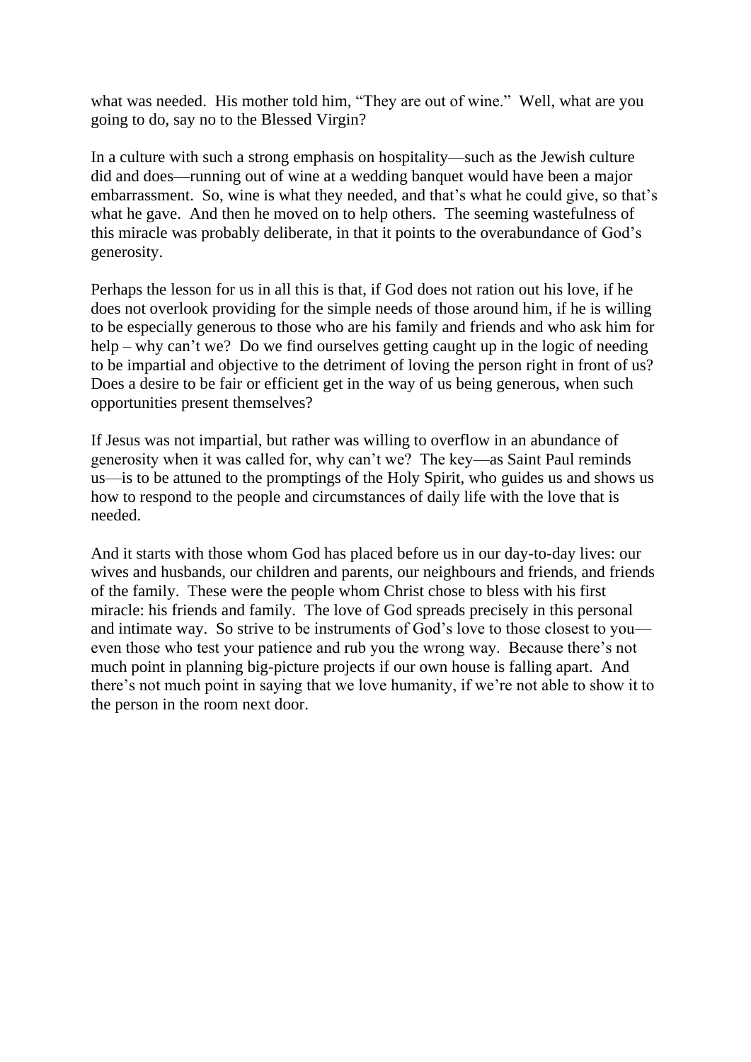what was needed. His mother told him, "They are out of wine." Well, what are you going to do, say no to the Blessed Virgin?

In a culture with such a strong emphasis on hospitality—such as the Jewish culture did and does—running out of wine at a wedding banquet would have been a major embarrassment. So, wine is what they needed, and that's what he could give, so that's what he gave. And then he moved on to help others. The seeming wastefulness of this miracle was probably deliberate, in that it points to the overabundance of God's generosity.

Perhaps the lesson for us in all this is that, if God does not ration out his love, if he does not overlook providing for the simple needs of those around him, if he is willing to be especially generous to those who are his family and friends and who ask him for help – why can't we? Do we find ourselves getting caught up in the logic of needing to be impartial and objective to the detriment of loving the person right in front of us? Does a desire to be fair or efficient get in the way of us being generous, when such opportunities present themselves?

If Jesus was not impartial, but rather was willing to overflow in an abundance of generosity when it was called for, why can't we? The key—as Saint Paul reminds us—is to be attuned to the promptings of the Holy Spirit, who guides us and shows us how to respond to the people and circumstances of daily life with the love that is needed.

And it starts with those whom God has placed before us in our day-to-day lives: our wives and husbands, our children and parents, our neighbours and friends, and friends of the family. These were the people whom Christ chose to bless with his first miracle: his friends and family. The love of God spreads precisely in this personal and intimate way. So strive to be instruments of God's love to those closest to you—even those who test your patience and rub you the wrong way. Because there's not much point in planning big-picture projects if our own house is falling apart. And there's not much point in saying that we love humanity, if we're not able to show it to the person in the room next door.